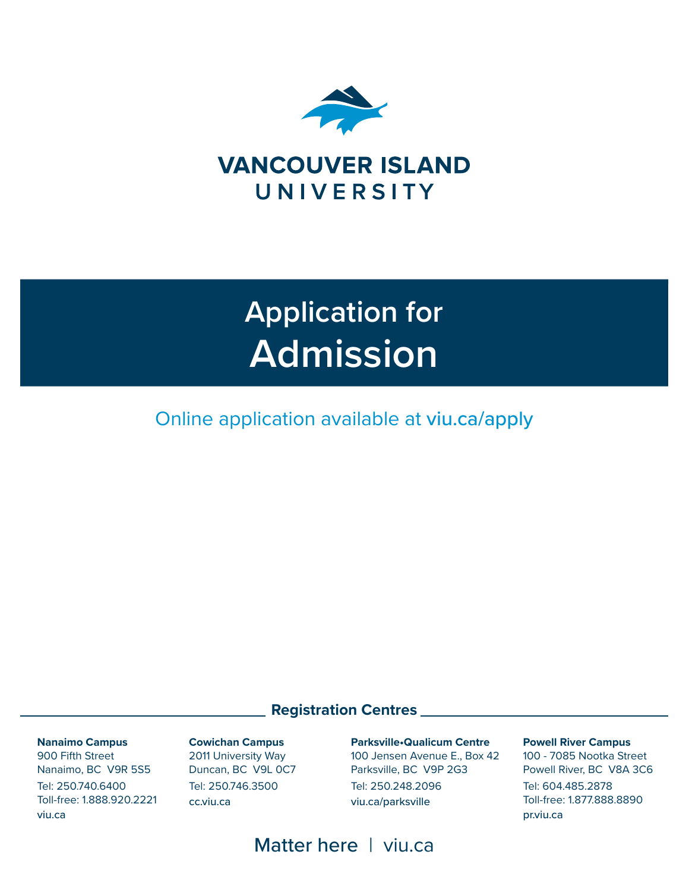# VANCOUVER ISLAND UNIVERSITY

# Application for Admission

Online application available at viu.ca/apply

## Registration Centres

**Nanaimo Campus**
900 Fifth Street
Nanaimo, BC V9R 5S5
Tel: 250.740.6400
Toll-free: 1.888.920.2221
viu.ca

**Cowichan Campus**
2011 University Way
Duncan, BC V9L 0C7
Tel: 250.746.3500
cc.viu.ca

**Parksville•Qualicum Centre**
100 Jensen Avenue E., Box 42
Parksville, BC V9P 2G3
Tel: 250.248.2096
viu.ca/parksville

**Powell River Campus**
100 - 7085 Nootka Street
Powell River, BC V8A 3C6
Tel: 604.485.2878
Toll-free: 1.877.888.8890
pr.viu.ca

Matter here | viu.ca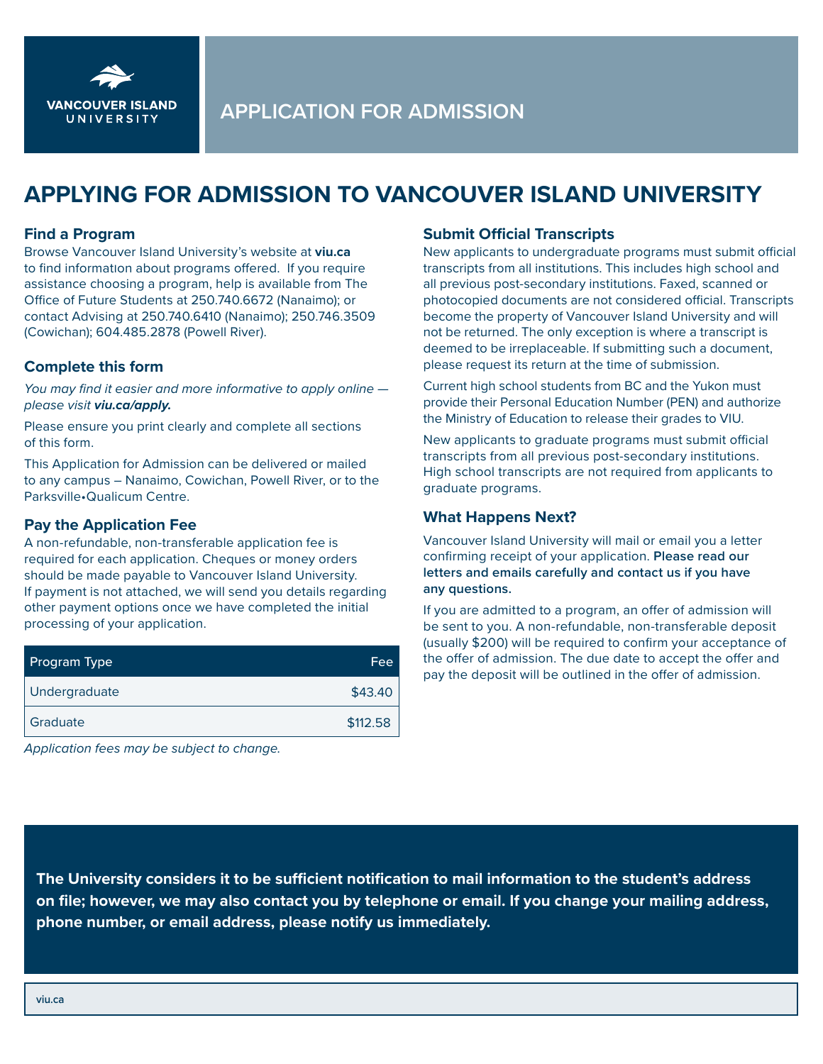VANCOUVER ISLAND UNIVERSITY

# APPLICATION FOR ADMISSION

## APPLYING FOR ADMISSION TO VANCOUVER ISLAND UNIVERSITY

### Find a Program

Browse Vancouver Island University's website at **viu.ca** to find information about programs offered. If you require assistance choosing a program, help is available from The Office of Future Students at 250.740.6672 (Nanaimo); or contact Advising at 250.740.6410 (Nanaimo); 250.746.3509 (Cowichan); 604.485.2878 (Powell River).

### Complete this form

*You may find it easier and more informative to apply online — please visit **viu.ca/apply.***

Please ensure you print clearly and complete all sections of this form.

This Application for Admission can be delivered or mailed to any campus – Nanaimo, Cowichan, Powell River, or to the Parksville•Qualicum Centre.

### Pay the Application Fee

A non-refundable, non-transferable application fee is required for each application. Cheques or money orders should be made payable to Vancouver Island University. If payment is not attached, we will send you details regarding other payment options once we have completed the initial processing of your application.

| Program Type | Fee |
|---|---|
| Undergraduate | $43.40 |
| Graduate | $112.58 |

*Application fees may be subject to change.*

### Submit Official Transcripts

New applicants to undergraduate programs must submit official transcripts from all institutions. This includes high school and all previous post-secondary institutions. Faxed, scanned or photocopied documents are not considered official. Transcripts become the property of Vancouver Island University and will not be returned. The only exception is where a transcript is deemed to be irreplaceable. If submitting such a document, please request its return at the time of submission.

Current high school students from BC and the Yukon must provide their Personal Education Number (PEN) and authorize the Ministry of Education to release their grades to VIU.

New applicants to graduate programs must submit official transcripts from all previous post-secondary institutions. High school transcripts are not required from applicants to graduate programs.

### What Happens Next?

Vancouver Island University will mail or email you a letter confirming receipt of your application. **Please read our letters and emails carefully and contact us if you have any questions.**

If you are admitted to a program, an offer of admission will be sent to you. A non-refundable, non-transferable deposit (usually $200) will be required to confirm your acceptance of the offer of admission. The due date to accept the offer and pay the deposit will be outlined in the offer of admission.

**The University considers it to be sufficient notification to mail information to the student's address on file; however, we may also contact you by telephone or email. If you change your mailing address, phone number, or email address, please notify us immediately.**

viu.ca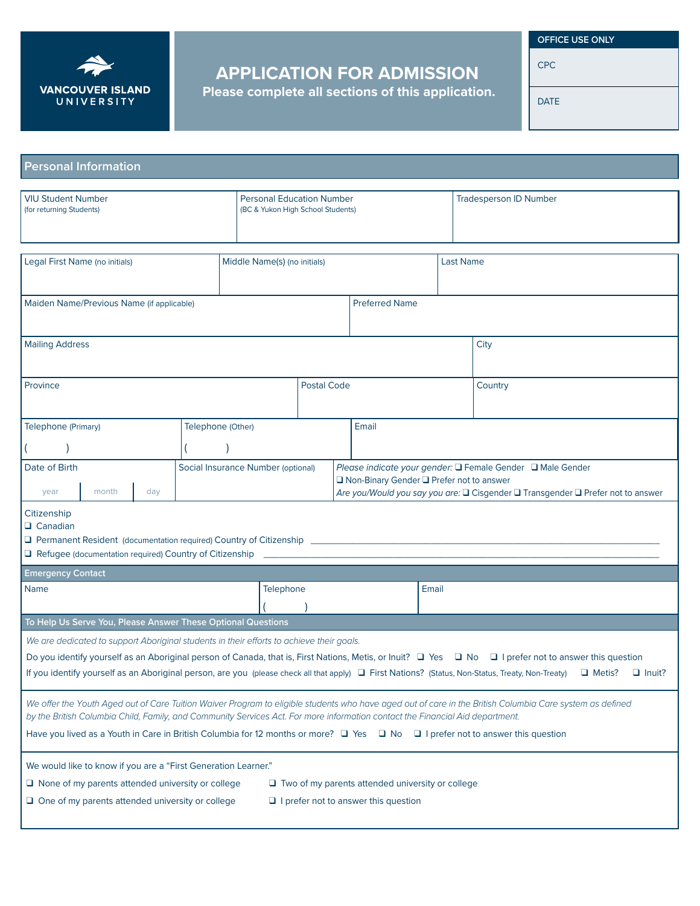VANCOUVER ISLAND UNIVERSITY

# APPLICATION FOR ADMISSION

**Please complete all sections of this application.**

| OFFICE USE ONLY |
|---|
| CPC |
| DATE |

## Personal Information

| VIU Student Number (for returning Students) | Personal Education Number (BC & Yukon High School Students) | Tradesperson ID Number |
|---|---|---|
| | | |

| Legal First Name (no initials) | Middle Name(s) (no initials) | Last Name |
|---|---|---|
| | | |

| Maiden Name/Previous Name (if applicable) | Preferred Name |
|---|---|
| | |

| Mailing Address | City |
|---|---|
| | |

| Province | Postal Code | Country |
|---|---|---|
| | | |

| Telephone (Primary) | Telephone (Other) | Email |
|---|---|---|
| (    ) | (    ) | |

| Date of Birth | Social Insurance Number (optional) | |
|---|---|---|
| year / month / day | | *Please indicate your gender:* ❑ Female Gender ❑ Male Gender ❑ Non-Binary Gender ❑ Prefer not to answer<br>*Are you/Would you say you are:* ❑ Cisgender ❑ Transgender ❑ Prefer not to answer |

Citizenship
- ❑ Canadian
- ❑ Permanent Resident (documentation required) Country of Citizenship ______________________
- ❑ Refugee (documentation required) Country of Citizenship ______________________

### Emergency Contact

| Name | Telephone | Email |
|---|---|---|
| | (    ) | |

### To Help Us Serve You, Please Answer These Optional Questions

*We are dedicated to support Aboriginal students in their efforts to achieve their goals.*

Do you identify yourself as an Aboriginal person of Canada, that is, First Nations, Metis, or Inuit? ❑ Yes ❑ No ❑ I prefer not to answer this question

If you identify yourself as an Aboriginal person, are you (please check all that apply) ❑ First Nations? (Status, Non-Status, Treaty, Non-Treaty) ❑ Metis? ❑ Inuit?

*We offer the Youth Aged out of Care Tuition Waiver Program to eligible students who have aged out of care in the British Columbia Care system as defined by the British Columbia Child, Family, and Community Services Act. For more information contact the Financial Aid department.*

Have you lived as a Youth in Care in British Columbia for 12 months or more? ❑ Yes ❑ No ❑ I prefer not to answer this question

We would like to know if you are a "First Generation Learner."

- ❑ None of my parents attended university or college
- ❑ One of my parents attended university or college
- ❑ Two of my parents attended university or college
- ❑ I prefer not to answer this question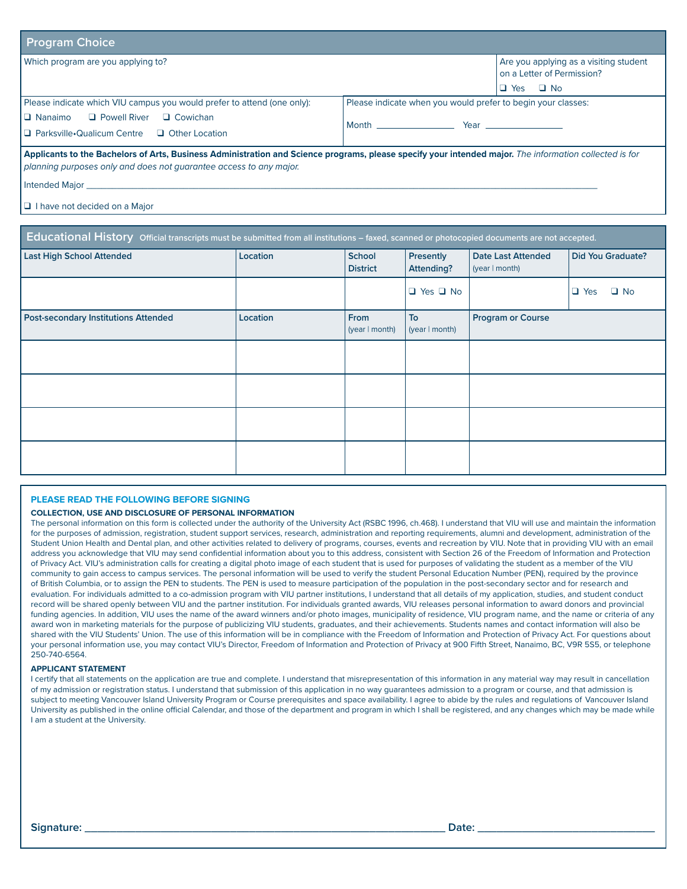## Program Choice

| | |
|---|---|
| Which program are you applying to? | Are you applying as a visiting student on a Letter of Permission? ❑ Yes ❑ No |
| Please indicate which VIU campus you would prefer to attend (one only): ❑ Nanaimo ❑ Powell River ❑ Cowichan ❑ Parksville•Qualicum Centre ❑ Other Location | Please indicate when you would prefer to begin your classes: Month ________ Year ________ |

**Applicants to the Bachelors of Arts, Business Administration and Science programs, please specify your intended major.** *The information collected is for planning purposes only and does not guarantee access to any major.*

Intended Major ____________________________________________

❑ I have not decided on a Major

## Educational History

**Official transcripts must be submitted from all institutions – faxed, scanned or photocopied documents are not accepted.**

| Last High School Attended | Location | School District | Presently Attending? | Date Last Attended (year \| month) | Did You Graduate? |
|---|---|---|---|---|---|
| | | | ❑ Yes ❑ No | | ❑ Yes ❑ No |

| Post-secondary Institutions Attended | Location | From (year \| month) | To (year \| month) | Program or Course |
|---|---|---|---|---|
| | | | | |
| | | | | |
| | | | | |
| | | | | |

### PLEASE READ THE FOLLOWING BEFORE SIGNING

**COLLECTION, USE AND DISCLOSURE OF PERSONAL INFORMATION**

The personal information on this form is collected under the authority of the University Act (RSBC 1996, ch.468). I understand that VIU will use and maintain the information for the purposes of admission, registration, student support services, research, administration and reporting requirements, alumni and development, administration of the Student Union Health and Dental plan, and other activities related to delivery of programs, courses, events and recreation by VIU. Note that in providing VIU with an email address you acknowledge that VIU may send confidential information about you to this address, consistent with Section 26 of the Freedom of Information and Protection of Privacy Act. VIU's administration calls for creating a digital photo image of each student that is used for purposes of validating the student as a member of the VIU community to gain access to campus services. The personal information will be used to verify the student Personal Education Number (PEN), required by the province of British Columbia, or to assign the PEN to students. The PEN is used to measure participation of the population in the post-secondary sector and for research and evaluation. For individuals admitted to a co-admission program with VIU partner institutions, I understand that all details of my application, studies, and student conduct record will be shared openly between VIU and the partner institution. For individuals granted awards, VIU releases personal information to award donors and provincial funding agencies. In addition, VIU uses the name of the award winners and/or photo images, municipality of residence, VIU program name, and the name or criteria of any award won in marketing materials for the purpose of publicizing VIU students, graduates, and their achievements. Students names and contact information will also be shared with the VIU Students' Union. The use of this information will be in compliance with the Freedom of Information and Protection of Privacy Act. For questions about your personal information use, you may contact VIU's Director, Freedom of Information and Protection of Privacy at 900 Fifth Street, Nanaimo, BC, V9R 5S5, or telephone 250-740-6564.

**APPLICANT STATEMENT**

I certify that all statements on the application are true and complete. I understand that misrepresentation of this information in any material way may result in cancellation of my admission or registration status. I understand that submission of this application in no way guarantees admission to a program or course, and that admission is subject to meeting Vancouver Island University Program or Course prerequisites and space availability. I agree to abide by the rules and regulations of Vancouver Island University as published in the online official Calendar, and those of the department and program in which I shall be registered, and any changes which may be made while I am a student at the University.

**Signature:** ____________________________________ **Date:** ____________________